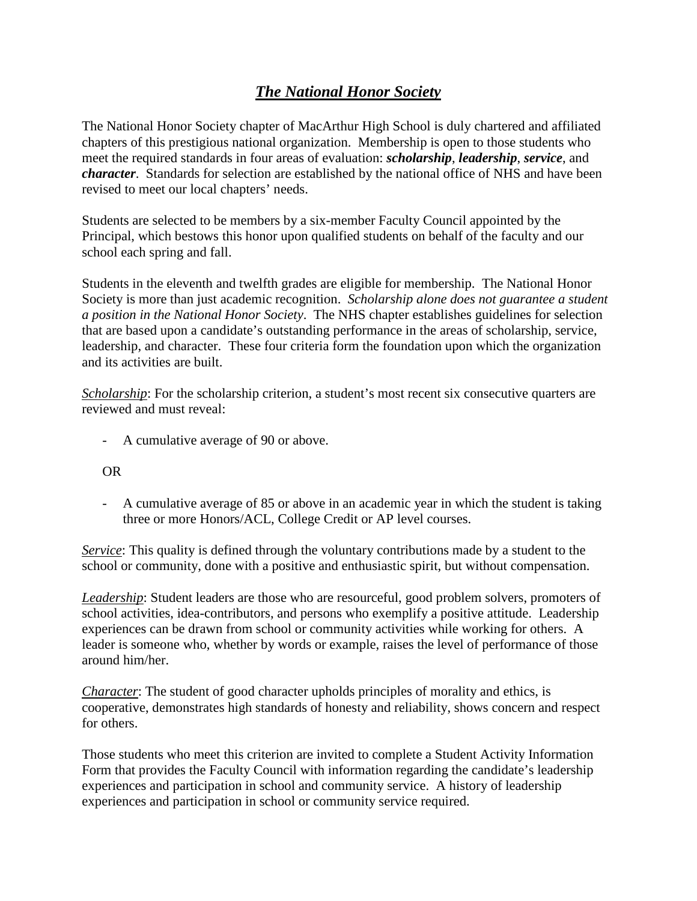# ***The National Honor Society***

The National Honor Society chapter of MacArthur High School is duly chartered and affiliated chapters of this prestigious national organization. Membership is open to those students who meet the required standards in four areas of evaluation: ***scholarship***, ***leadership***, ***service***, and ***character***. Standards for selection are established by the national office of NHS and have been revised to meet our local chapters' needs.

Students are selected to be members by a six-member Faculty Council appointed by the Principal, which bestows this honor upon qualified students on behalf of the faculty and our school each spring and fall.

Students in the eleventh and twelfth grades are eligible for membership. The National Honor Society is more than just academic recognition. *Scholarship alone does not guarantee a student a position in the National Honor Society*. The NHS chapter establishes guidelines for selection that are based upon a candidate's outstanding performance in the areas of scholarship, service, leadership, and character. These four criteria form the foundation upon which the organization and its activities are built.

*Scholarship*: For the scholarship criterion, a student's most recent six consecutive quarters are reviewed and must reveal:

- A cumulative average of 90 or above.

OR

- A cumulative average of 85 or above in an academic year in which the student is taking three or more Honors/ACL, College Credit or AP level courses.

*Service*: This quality is defined through the voluntary contributions made by a student to the school or community, done with a positive and enthusiastic spirit, but without compensation.

*Leadership*: Student leaders are those who are resourceful, good problem solvers, promoters of school activities, idea-contributors, and persons who exemplify a positive attitude. Leadership experiences can be drawn from school or community activities while working for others. A leader is someone who, whether by words or example, raises the level of performance of those around him/her.

*Character*: The student of good character upholds principles of morality and ethics, is cooperative, demonstrates high standards of honesty and reliability, shows concern and respect for others.

Those students who meet this criterion are invited to complete a Student Activity Information Form that provides the Faculty Council with information regarding the candidate's leadership experiences and participation in school and community service. A history of leadership experiences and participation in school or community service required.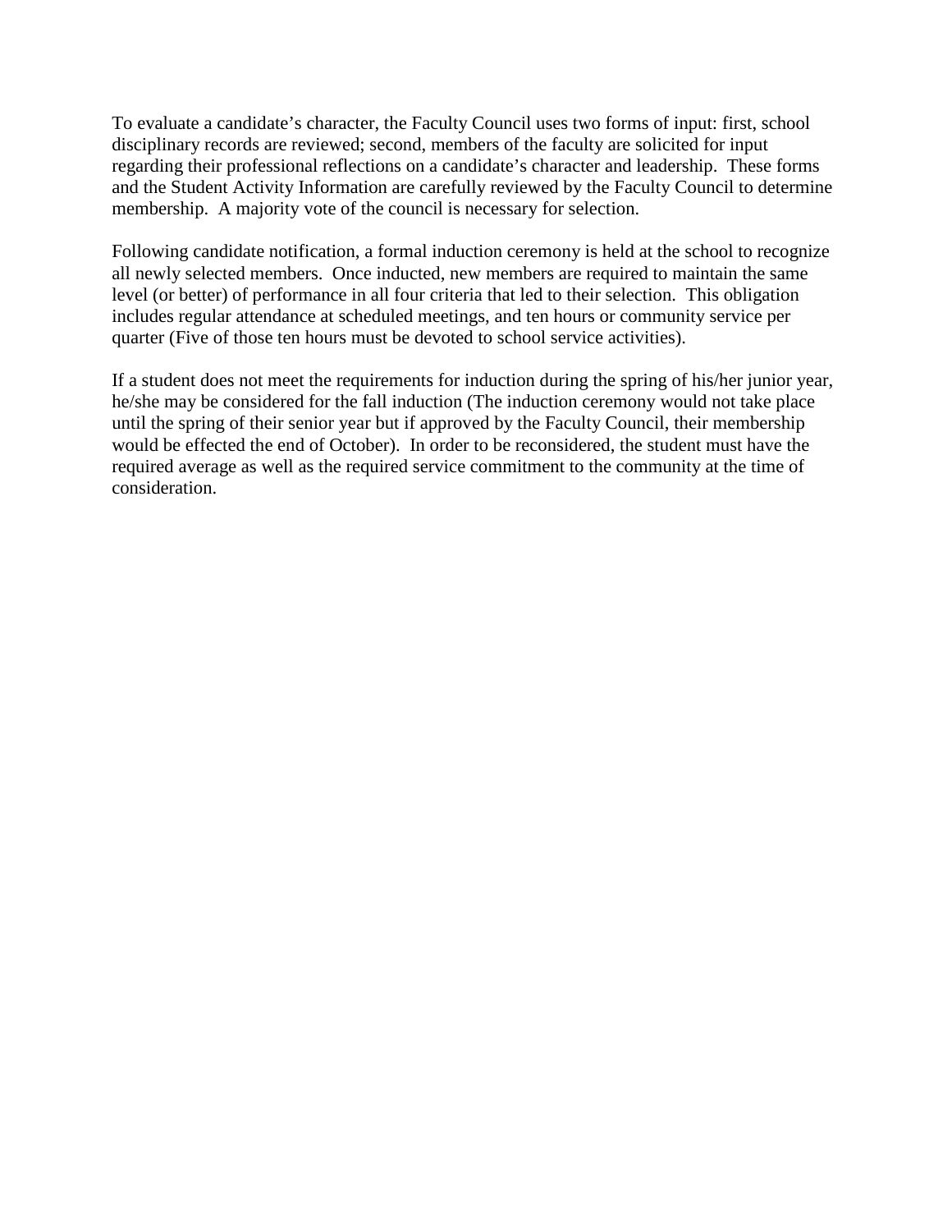To evaluate a candidate's character, the Faculty Council uses two forms of input: first, school disciplinary records are reviewed; second, members of the faculty are solicited for input regarding their professional reflections on a candidate's character and leadership. These forms and the Student Activity Information are carefully reviewed by the Faculty Council to determine membership. A majority vote of the council is necessary for selection.

Following candidate notification, a formal induction ceremony is held at the school to recognize all newly selected members. Once inducted, new members are required to maintain the same level (or better) of performance in all four criteria that led to their selection. This obligation includes regular attendance at scheduled meetings, and ten hours or community service per quarter (Five of those ten hours must be devoted to school service activities).

If a student does not meet the requirements for induction during the spring of his/her junior year, he/she may be considered for the fall induction (The induction ceremony would not take place until the spring of their senior year but if approved by the Faculty Council, their membership would be effected the end of October). In order to be reconsidered, the student must have the required average as well as the required service commitment to the community at the time of consideration.